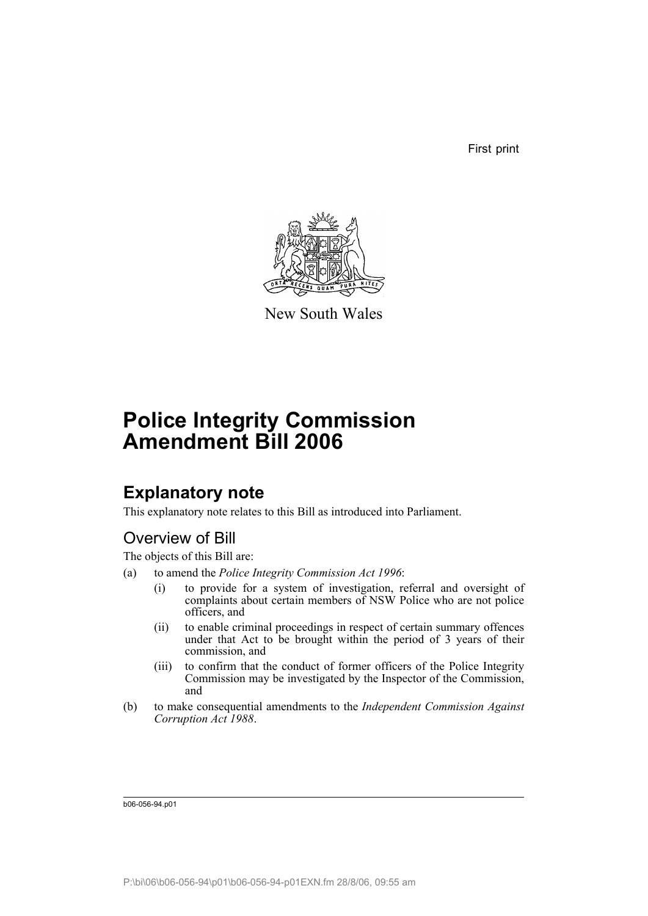First print

New South Wales

# Police Integrity Commission Amendment Bill 2006

## Explanatory note

This explanatory note relates to this Bill as introduced into Parliament.

### Overview of Bill

The objects of this Bill are:

(a) to amend the *Police Integrity Commission Act 1996*:

(i) to provide for a system of investigation, referral and oversight of complaints about certain members of NSW Police who are not police officers, and

(ii) to enable criminal proceedings in respect of certain summary offences under that Act to be brought within the period of 3 years of their commission, and

(iii) to confirm that the conduct of former officers of the Police Integrity Commission may be investigated by the Inspector of the Commission, and

(b) to make consequential amendments to the *Independent Commission Against Corruption Act 1988*.

b06-056-94.p01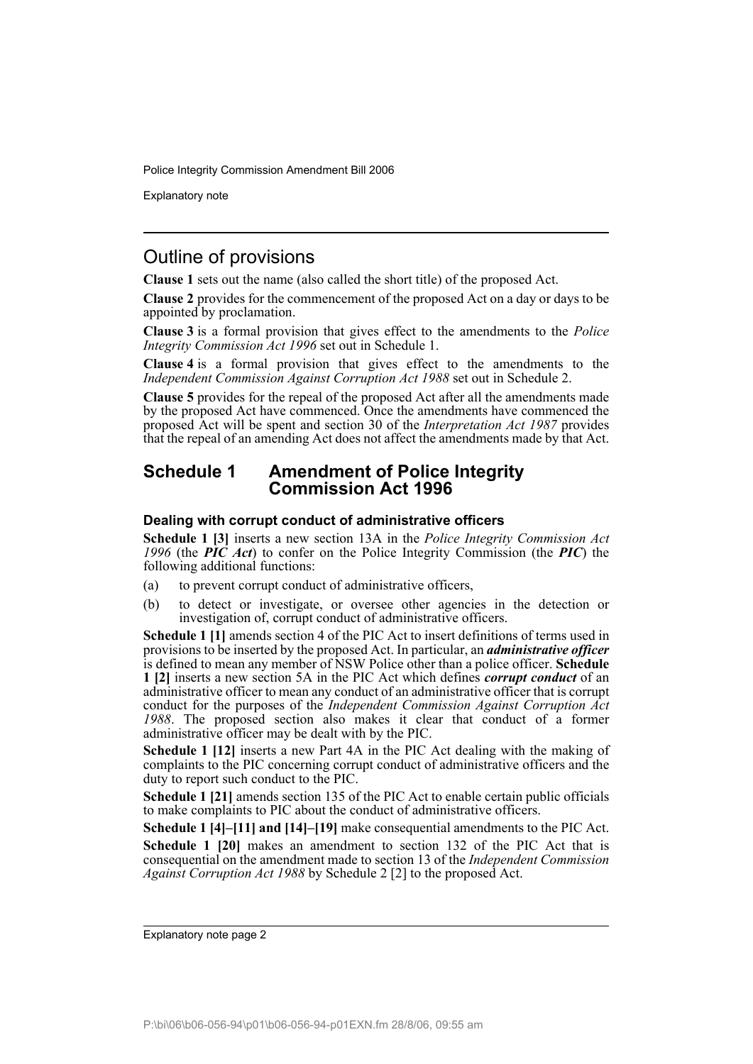## Outline of provisions

**Clause 1** sets out the name (also called the short title) of the proposed Act.

**Clause 2** provides for the commencement of the proposed Act on a day or days to be appointed by proclamation.

**Clause 3** is a formal provision that gives effect to the amendments to the *Police Integrity Commission Act 1996* set out in Schedule 1.

**Clause 4** is a formal provision that gives effect to the amendments to the *Independent Commission Against Corruption Act 1988* set out in Schedule 2.

**Clause 5** provides for the repeal of the proposed Act after all the amendments made by the proposed Act have commenced. Once the amendments have commenced the proposed Act will be spent and section 30 of the *Interpretation Act 1987* provides that the repeal of an amending Act does not affect the amendments made by that Act.

## Schedule 1 Amendment of Police Integrity Commission Act 1996

### Dealing with corrupt conduct of administrative officers

**Schedule 1 [3]** inserts a new section 13A in the *Police Integrity Commission Act 1996* (the ***PIC Act***) to confer on the Police Integrity Commission (the ***PIC***) the following additional functions:

(a) to prevent corrupt conduct of administrative officers,

(b) to detect or investigate, or oversee other agencies in the detection or investigation of, corrupt conduct of administrative officers.

**Schedule 1 [1]** amends section 4 of the PIC Act to insert definitions of terms used in provisions to be inserted by the proposed Act. In particular, an ***administrative officer*** is defined to mean any member of NSW Police other than a police officer. **Schedule 1 [2]** inserts a new section 5A in the PIC Act which defines ***corrupt conduct*** of an administrative officer to mean any conduct of an administrative officer that is corrupt conduct for the purposes of the *Independent Commission Against Corruption Act 1988*. The proposed section also makes it clear that conduct of a former administrative officer may be dealt with by the PIC.

**Schedule 1 [12]** inserts a new Part 4A in the PIC Act dealing with the making of complaints to the PIC concerning corrupt conduct of administrative officers and the duty to report such conduct to the PIC.

**Schedule 1 [21]** amends section 135 of the PIC Act to enable certain public officials to make complaints to PIC about the conduct of administrative officers.

**Schedule 1 [4]–[11] and [14]–[19]** make consequential amendments to the PIC Act.

**Schedule 1 [20]** makes an amendment to section 132 of the PIC Act that is consequential on the amendment made to section 13 of the *Independent Commission Against Corruption Act 1988* by Schedule 2 [2] to the proposed Act.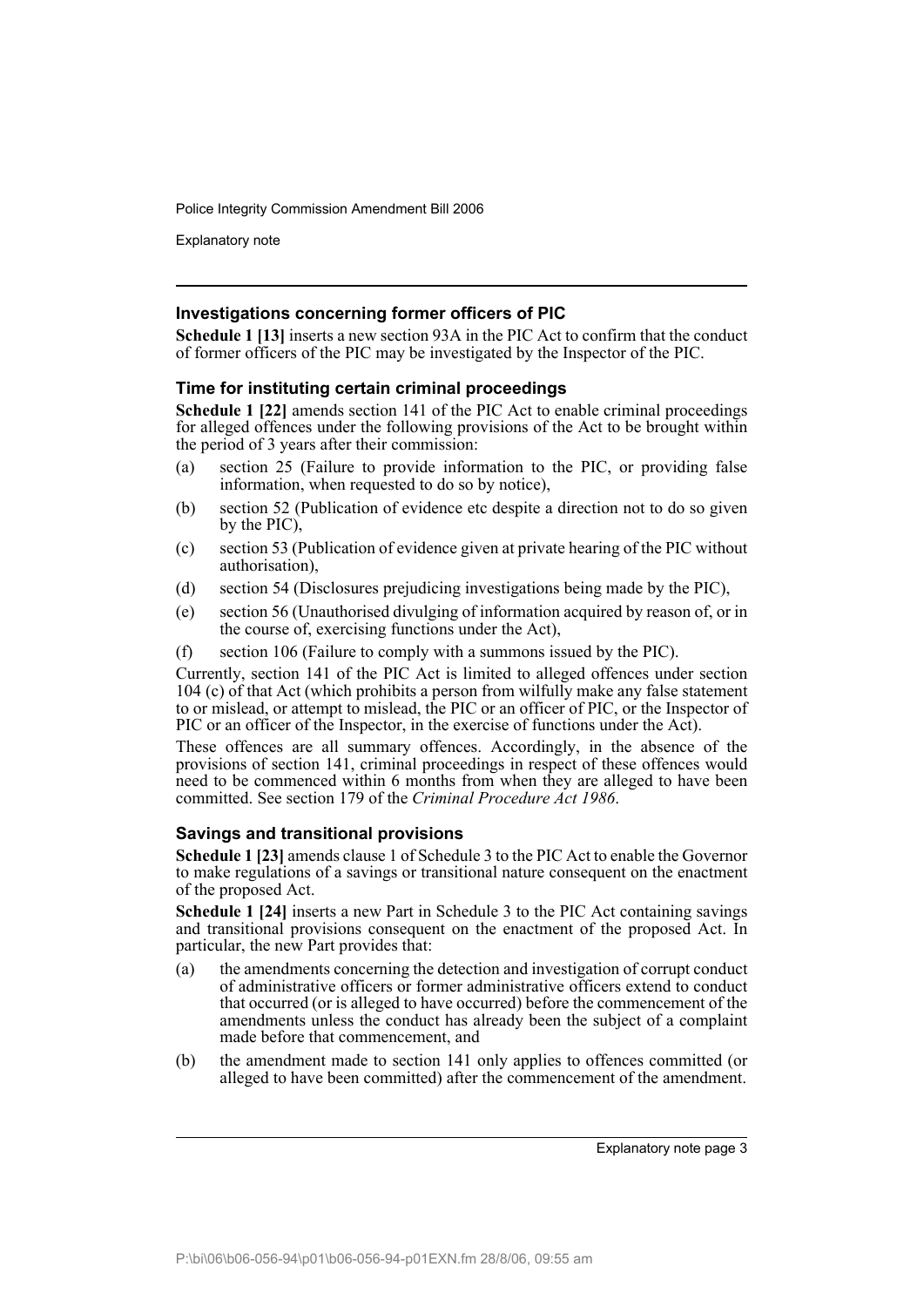### Investigations concerning former officers of PIC

**Schedule 1 [13]** inserts a new section 93A in the PIC Act to confirm that the conduct of former officers of the PIC may be investigated by the Inspector of the PIC.

### Time for instituting certain criminal proceedings

**Schedule 1 [22]** amends section 141 of the PIC Act to enable criminal proceedings for alleged offences under the following provisions of the Act to be brought within the period of 3 years after their commission:

(a) section 25 (Failure to provide information to the PIC, or providing false information, when requested to do so by notice),

(b) section 52 (Publication of evidence etc despite a direction not to do so given by the PIC),

(c) section 53 (Publication of evidence given at private hearing of the PIC without authorisation),

(d) section 54 (Disclosures prejudicing investigations being made by the PIC),

(e) section 56 (Unauthorised divulging of information acquired by reason of, or in the course of, exercising functions under the Act),

(f) section 106 (Failure to comply with a summons issued by the PIC).

Currently, section 141 of the PIC Act is limited to alleged offences under section 104 (c) of that Act (which prohibits a person from wilfully make any false statement to or mislead, or attempt to mislead, the PIC or an officer of PIC, or the Inspector of PIC or an officer of the Inspector, in the exercise of functions under the Act).

These offences are all summary offences. Accordingly, in the absence of the provisions of section 141, criminal proceedings in respect of these offences would need to be commenced within 6 months from when they are alleged to have been committed. See section 179 of the *Criminal Procedure Act 1986*.

### Savings and transitional provisions

**Schedule 1 [23]** amends clause 1 of Schedule 3 to the PIC Act to enable the Governor to make regulations of a savings or transitional nature consequent on the enactment of the proposed Act.

**Schedule 1 [24]** inserts a new Part in Schedule 3 to the PIC Act containing savings and transitional provisions consequent on the enactment of the proposed Act. In particular, the new Part provides that:

(a) the amendments concerning the detection and investigation of corrupt conduct of administrative officers or former administrative officers extend to conduct that occurred (or is alleged to have occurred) before the commencement of the amendments unless the conduct has already been the subject of a complaint made before that commencement, and

(b) the amendment made to section 141 only applies to offences committed (or alleged to have been committed) after the commencement of the amendment.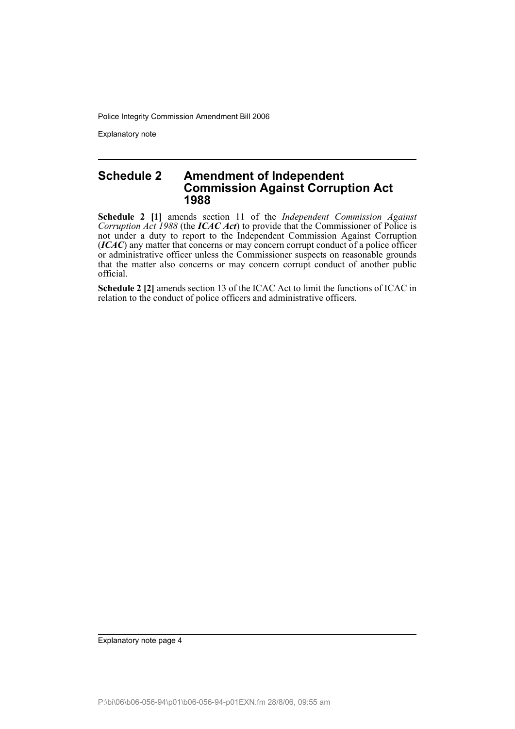## Schedule 2 Amendment of Independent Commission Against Corruption Act 1988

**Schedule 2 [1]** amends section 11 of the *Independent Commission Against Corruption Act 1988* (the ***ICAC Act***) to provide that the Commissioner of Police is not under a duty to report to the Independent Commission Against Corruption (***ICAC***) any matter that concerns or may concern corrupt conduct of a police officer or administrative officer unless the Commissioner suspects on reasonable grounds that the matter also concerns or may concern corrupt conduct of another public official.

**Schedule 2 [2]** amends section 13 of the ICAC Act to limit the functions of ICAC in relation to the conduct of police officers and administrative officers.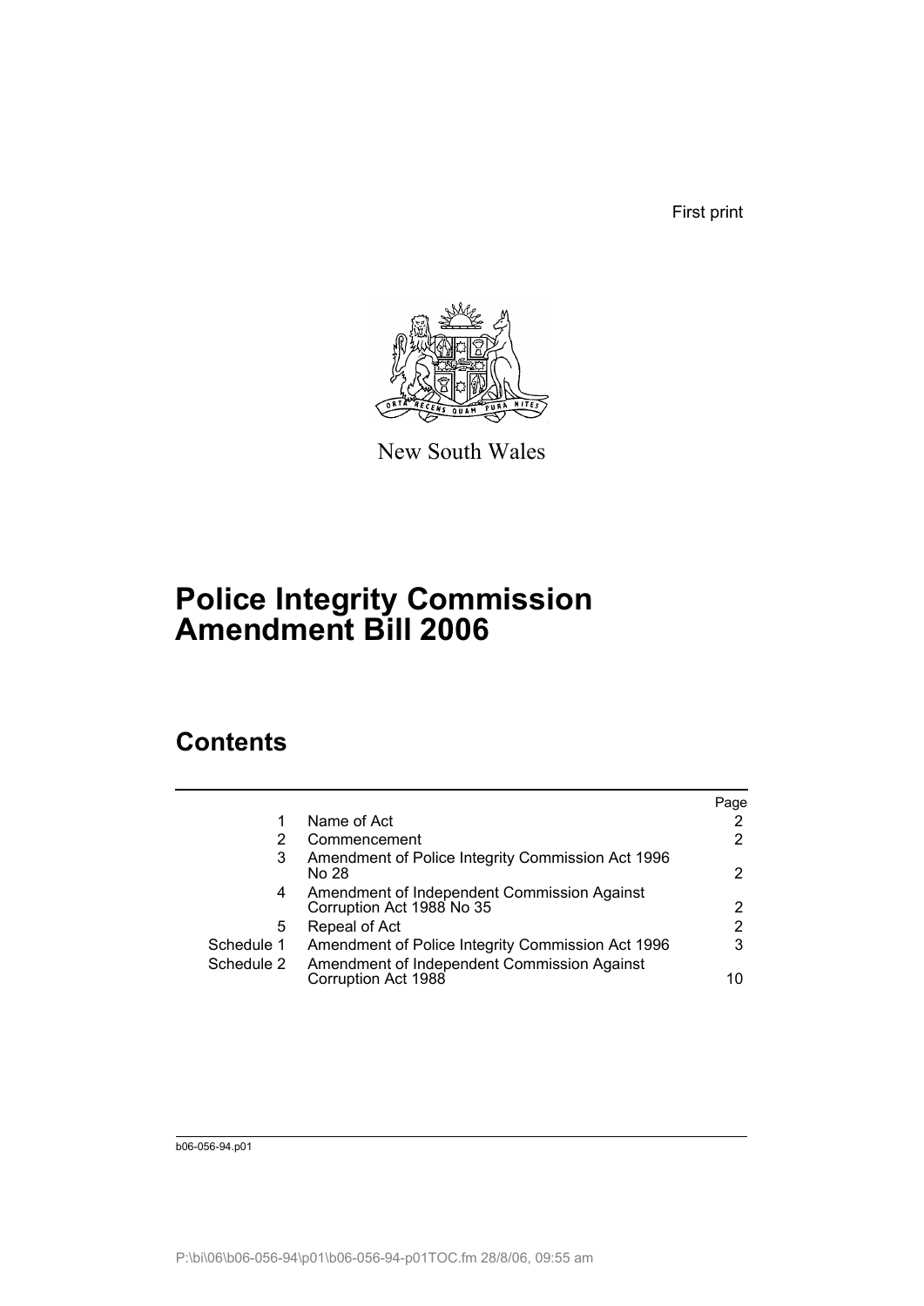First print

New South Wales

# Police Integrity Commission Amendment Bill 2006

## Contents

| | | Page |
|---|---|---|
| 1 | Name of Act | 2 |
| 2 | Commencement | 2 |
| 3 | Amendment of Police Integrity Commission Act 1996 No 28 | 2 |
| 4 | Amendment of Independent Commission Against Corruption Act 1988 No 35 | 2 |
| 5 | Repeal of Act | 2 |
| Schedule 1 | Amendment of Police Integrity Commission Act 1996 | 3 |
| Schedule 2 | Amendment of Independent Commission Against Corruption Act 1988 | 10 |

b06-056-94.p01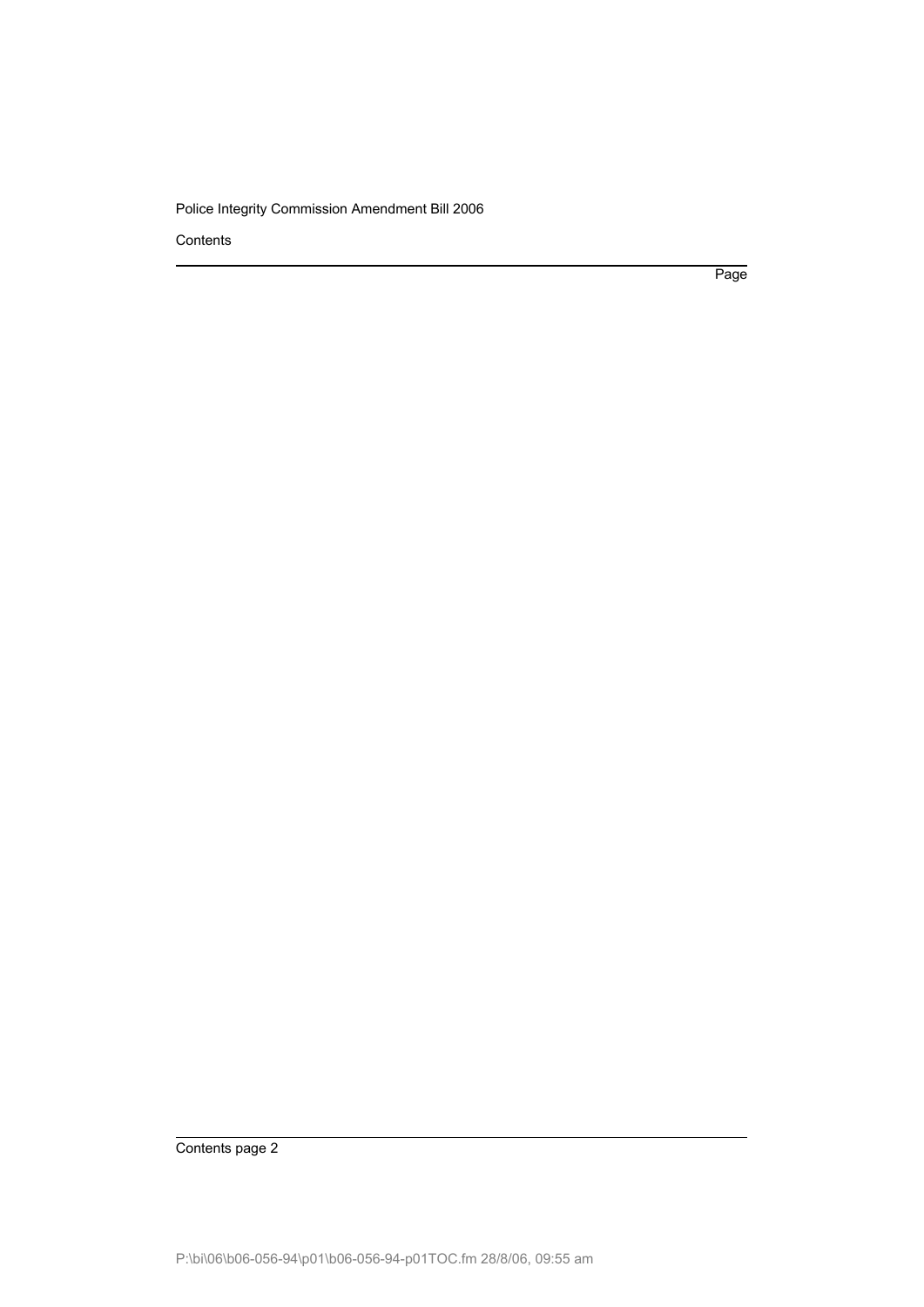Page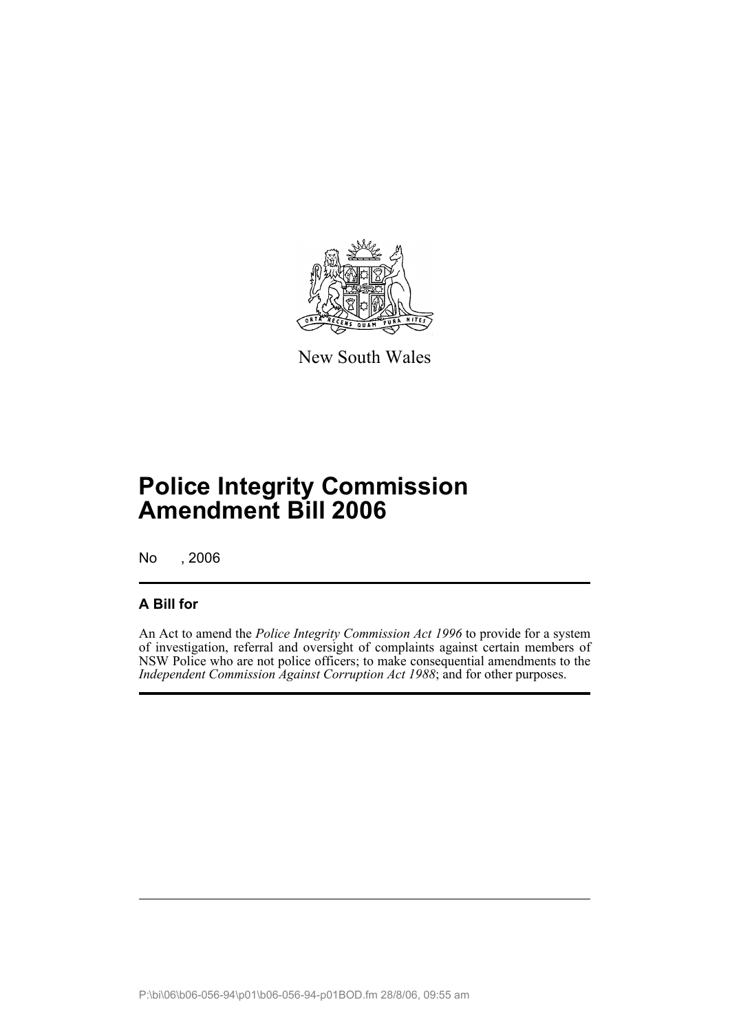New South Wales

# Police Integrity Commission Amendment Bill 2006

No , 2006

## A Bill for

An Act to amend the *Police Integrity Commission Act 1996* to provide for a system of investigation, referral and oversight of complaints against certain members of NSW Police who are not police officers; to make consequential amendments to the *Independent Commission Against Corruption Act 1988*; and for other purposes.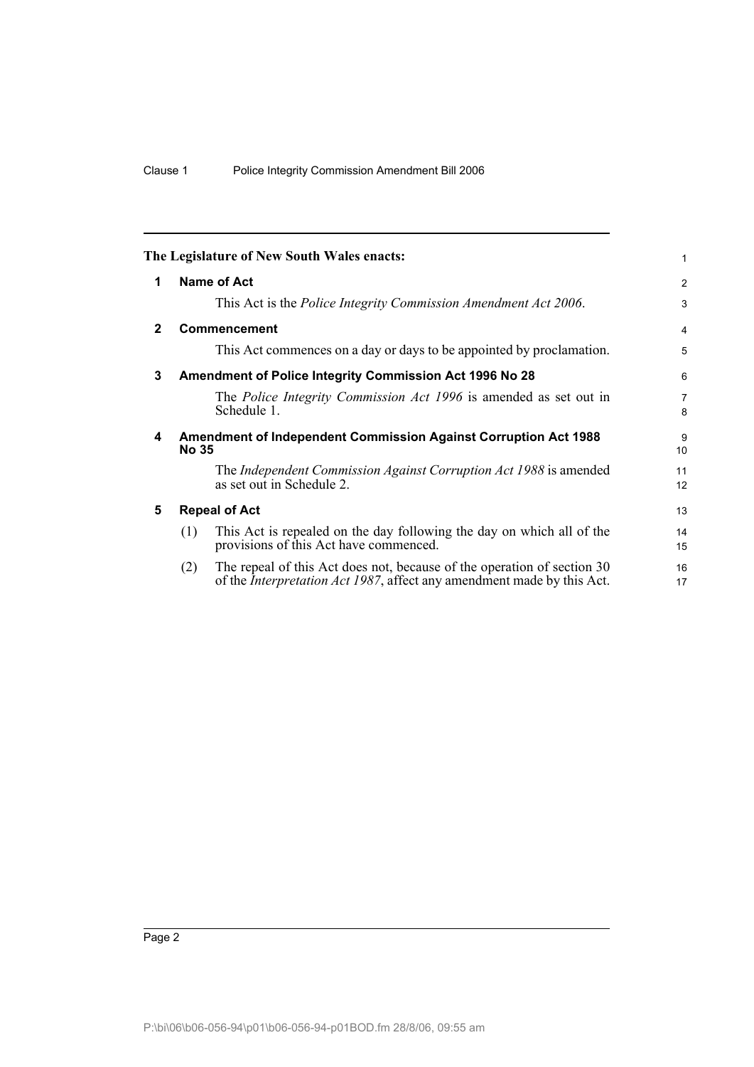The Legislature of New South Wales enacts:

## 1 Name of Act

This Act is the *Police Integrity Commission Amendment Act 2006*.

## 2 Commencement

This Act commences on a day or days to be appointed by proclamation.

## 3 Amendment of Police Integrity Commission Act 1996 No 28

The *Police Integrity Commission Act 1996* is amended as set out in Schedule 1.

## 4 Amendment of Independent Commission Against Corruption Act 1988 No 35

The *Independent Commission Against Corruption Act 1988* is amended as set out in Schedule 2.

## 5 Repeal of Act

(1) This Act is repealed on the day following the day on which all of the provisions of this Act have commenced.

(2) The repeal of this Act does not, because of the operation of section 30 of the *Interpretation Act 1987*, affect any amendment made by this Act.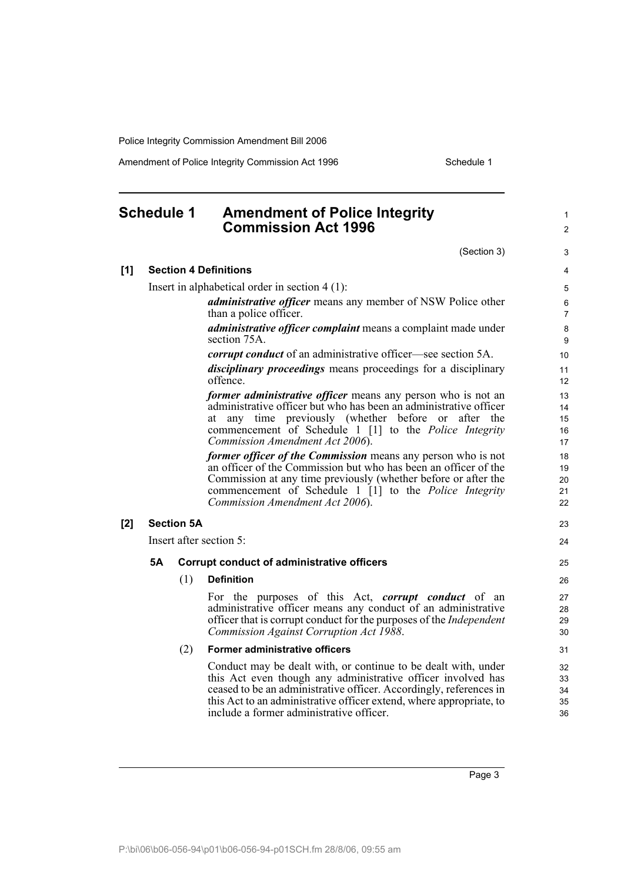# Schedule 1 Amendment of Police Integrity Commission Act 1996

(Section 3)

**[1] Section 4 Definitions**

Insert in alphabetical order in section 4 (1):

> ***administrative officer*** means any member of NSW Police other than a police officer.
>
> ***administrative officer complaint*** means a complaint made under section 75A.
>
> ***corrupt conduct*** of an administrative officer—see section 5A.
>
> ***disciplinary proceedings*** means proceedings for a disciplinary offence.
>
> ***former administrative officer*** means any person who is not an administrative officer but who has been an administrative officer at any time previously (whether before or after the commencement of Schedule 1 [1] to the *Police Integrity Commission Amendment Act 2006*).
>
> ***former officer of the Commission*** means any person who is not an officer of the Commission but who has been an officer of the Commission at any time previously (whether before or after the commencement of Schedule 1 [1] to the *Police Integrity Commission Amendment Act 2006*).

**[2] Section 5A**

Insert after section 5:

**5A Corrupt conduct of administrative officers**

(1) **Definition**

For the purposes of this Act, ***corrupt conduct*** of an administrative officer means any conduct of an administrative officer that is corrupt conduct for the purposes of the *Independent Commission Against Corruption Act 1988*.

(2) **Former administrative officers**

Conduct may be dealt with, or continue to be dealt with, under this Act even though any administrative officer involved has ceased to be an administrative officer. Accordingly, references in this Act to an administrative officer extend, where appropriate, to include a former administrative officer.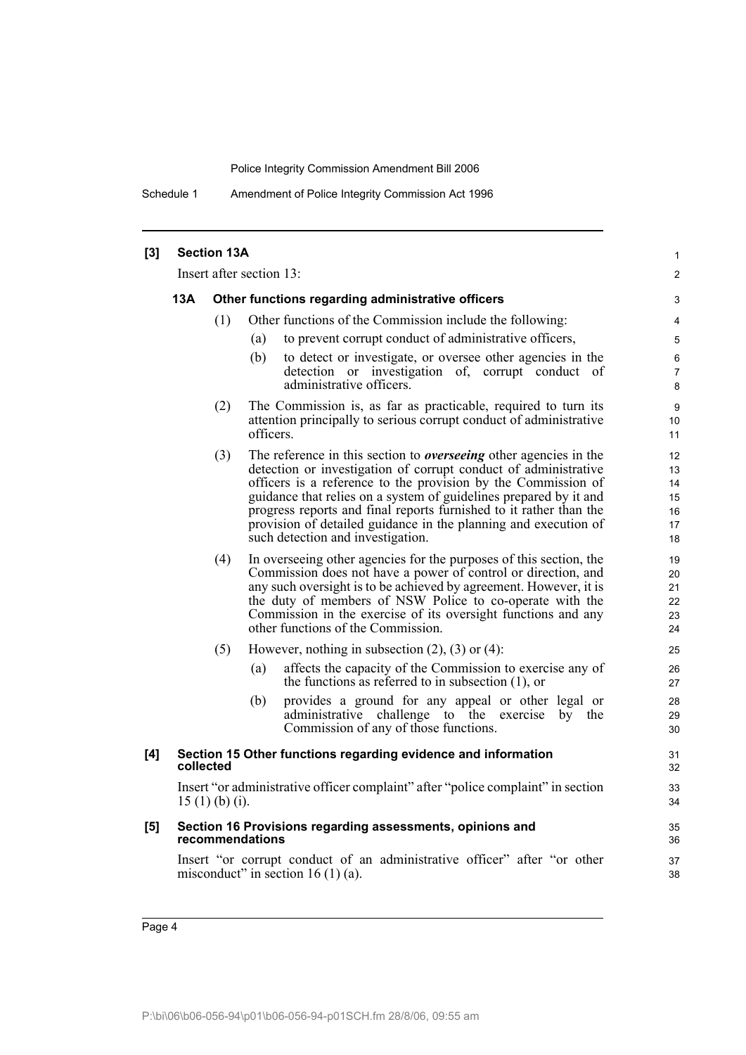## [3] Section 13A

Insert after section 13:

### 13A Other functions regarding administrative officers

(1) Other functions of the Commission include the following:

(a) to prevent corrupt conduct of administrative officers,

(b) to detect or investigate, or oversee other agencies in the detection or investigation of, corrupt conduct of administrative officers.

(2) The Commission is, as far as practicable, required to turn its attention principally to serious corrupt conduct of administrative officers.

(3) The reference in this section to ***overseeing*** other agencies in the detection or investigation of corrupt conduct of administrative officers is a reference to the provision by the Commission of guidance that relies on a system of guidelines prepared by it and progress reports and final reports furnished to it rather than the provision of detailed guidance in the planning and execution of such detection and investigation.

(4) In overseeing other agencies for the purposes of this section, the Commission does not have a power of control or direction, and any such oversight is to be achieved by agreement. However, it is the duty of members of NSW Police to co-operate with the Commission in the exercise of its oversight functions and any other functions of the Commission.

(5) However, nothing in subsection (2), (3) or (4):

(a) affects the capacity of the Commission to exercise any of the functions as referred to in subsection (1), or

(b) provides a ground for any appeal or other legal or administrative challenge to the exercise by the Commission of any of those functions.

## [4] Section 15 Other functions regarding evidence and information collected

Insert "or administrative officer complaint" after "police complaint" in section 15 (1) (b) (i).

## [5] Section 16 Provisions regarding assessments, opinions and recommendations

Insert "or corrupt conduct of an administrative officer" after "or other misconduct" in section 16 (1) (a).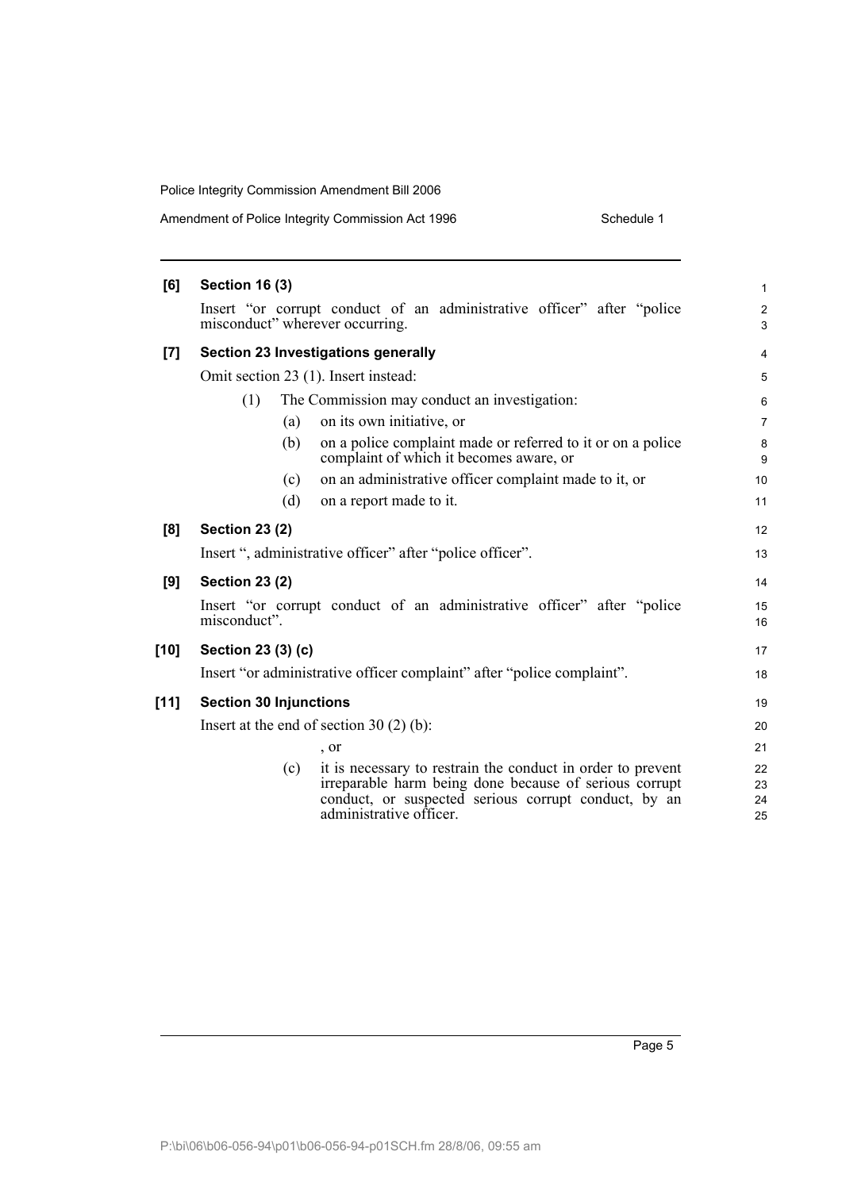**[6] Section 16 (3)**

Insert "or corrupt conduct of an administrative officer" after "police misconduct" wherever occurring.

**[7] Section 23 Investigations generally**

Omit section 23 (1). Insert instead:

(1) The Commission may conduct an investigation:

(a) on its own initiative, or

(b) on a police complaint made or referred to it or on a police complaint of which it becomes aware, or

(c) on an administrative officer complaint made to it, or

(d) on a report made to it.

**[8] Section 23 (2)**

Insert ", administrative officer" after "police officer".

**[9] Section 23 (2)**

Insert "or corrupt conduct of an administrative officer" after "police misconduct".

**[10] Section 23 (3) (c)**

Insert "or administrative officer complaint" after "police complaint".

**[11] Section 30 Injunctions**

Insert at the end of section 30 (2) (b):

, or

(c) it is necessary to restrain the conduct in order to prevent irreparable harm being done because of serious corrupt conduct, or suspected serious corrupt conduct, by an administrative officer.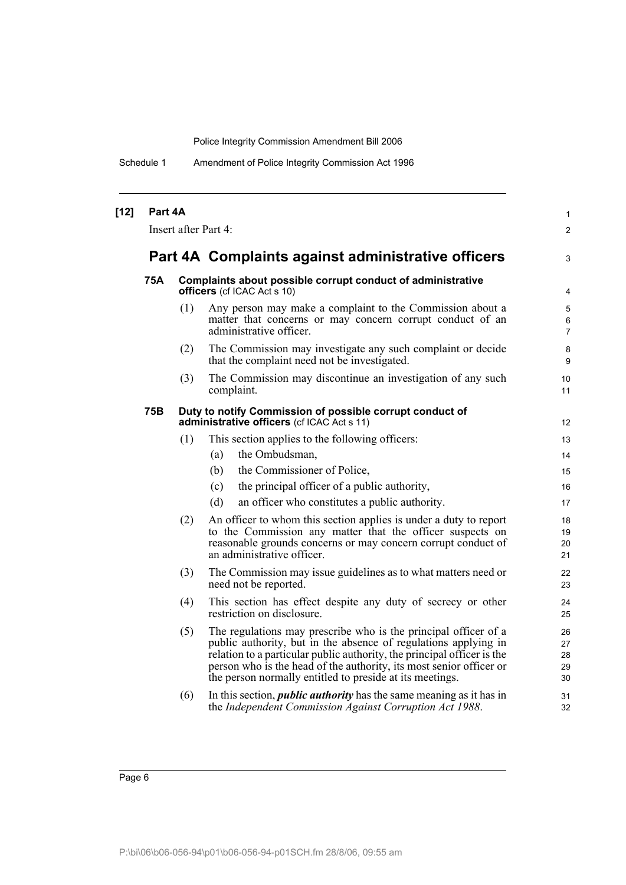**[12] Part 4A**

Insert after Part 4:

## Part 4A Complaints against administrative officers

**75A Complaints about possible corrupt conduct of administrative officers** (cf ICAC Act s 10)

(1) Any person may make a complaint to the Commission about a matter that concerns or may concern corrupt conduct of an administrative officer.

(2) The Commission may investigate any such complaint or decide that the complaint need not be investigated.

(3) The Commission may discontinue an investigation of any such complaint.

**75B Duty to notify Commission of possible corrupt conduct of administrative officers** (cf ICAC Act s 11)

(1) This section applies to the following officers:

- (a) the Ombudsman,
- (b) the Commissioner of Police,
- (c) the principal officer of a public authority,
- (d) an officer who constitutes a public authority.

(2) An officer to whom this section applies is under a duty to report to the Commission any matter that the officer suspects on reasonable grounds concerns or may concern corrupt conduct of an administrative officer.

(3) The Commission may issue guidelines as to what matters need or need not be reported.

(4) This section has effect despite any duty of secrecy or other restriction on disclosure.

(5) The regulations may prescribe who is the principal officer of a public authority, but in the absence of regulations applying in relation to a particular public authority, the principal officer is the person who is the head of the authority, its most senior officer or the person normally entitled to preside at its meetings.

(6) In this section, ***public authority*** has the same meaning as it has in the *Independent Commission Against Corruption Act 1988*.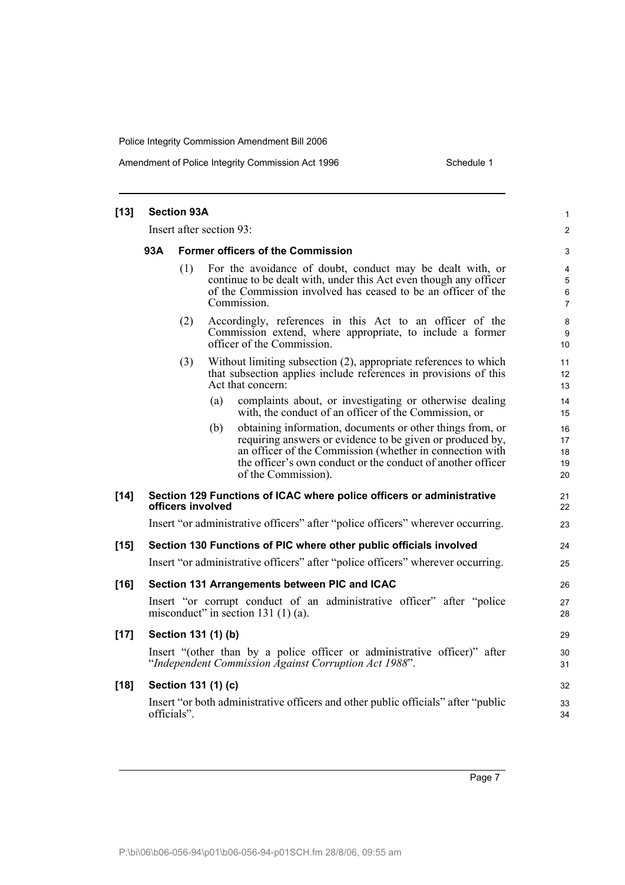**[13] Section 93A**

Insert after section 93:

**93A Former officers of the Commission**

(1) For the avoidance of doubt, conduct may be dealt with, or continue to be dealt with, under this Act even though any officer of the Commission involved has ceased to be an officer of the Commission.

(2) Accordingly, references in this Act to an officer of the Commission extend, where appropriate, to include a former officer of the Commission.

(3) Without limiting subsection (2), appropriate references to which that subsection applies include references in provisions of this Act that concern:

(a) complaints about, or investigating or otherwise dealing with, the conduct of an officer of the Commission, or

(b) obtaining information, documents or other things from, or requiring answers or evidence to be given or produced by, an officer of the Commission (whether in connection with the officer's own conduct or the conduct of another officer of the Commission).

**[14] Section 129 Functions of ICAC where police officers or administrative officers involved**

Insert "or administrative officers" after "police officers" wherever occurring.

**[15] Section 130 Functions of PIC where other public officials involved**

Insert "or administrative officers" after "police officers" wherever occurring.

**[16] Section 131 Arrangements between PIC and ICAC**

Insert "or corrupt conduct of an administrative officer" after "police misconduct" in section 131 (1) (a).

**[17] Section 131 (1) (b)**

Insert "(other than by a police officer or administrative officer)" after "*Independent Commission Against Corruption Act 1988*".

**[18] Section 131 (1) (c)**

Insert "or both administrative officers and other public officials" after "public officials".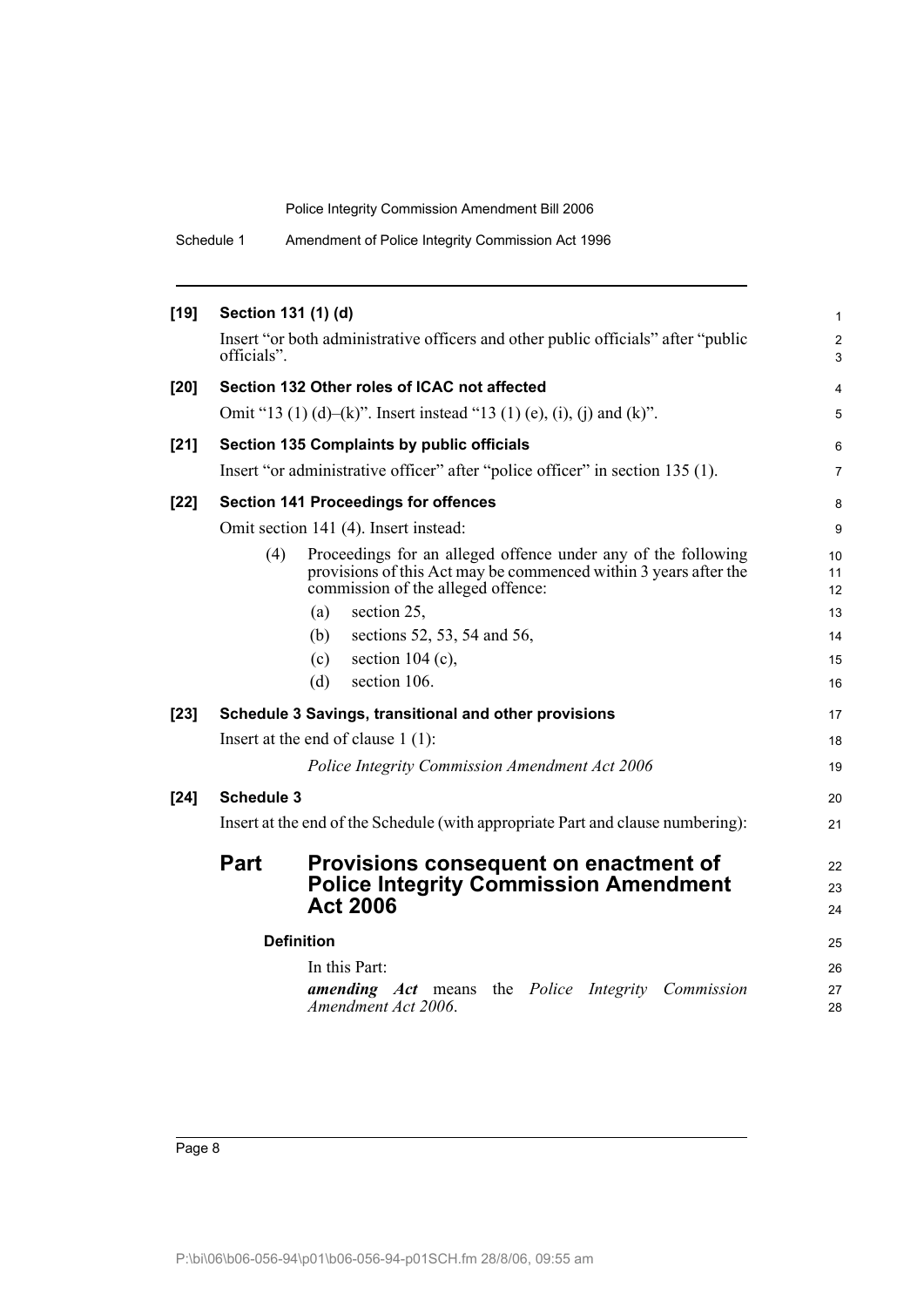**[19] Section 131 (1) (d)**

Insert "or both administrative officers and other public officials" after "public officials".

**[20] Section 132 Other roles of ICAC not affected**

Omit "13 (1) (d)–(k)". Insert instead "13 (1) (e), (i), (j) and (k)".

**[21] Section 135 Complaints by public officials**

Insert "or administrative officer" after "police officer" in section 135 (1).

**[22] Section 141 Proceedings for offences**

Omit section 141 (4). Insert instead:

(4) Proceedings for an alleged offence under any of the following provisions of this Act may be commenced within 3 years after the commission of the alleged offence:

- (a) section 25,
- (b) sections 52, 53, 54 and 56,
- (c) section 104 (c),
- (d) section 106.

**[23] Schedule 3 Savings, transitional and other provisions**

Insert at the end of clause 1 (1):

*Police Integrity Commission Amendment Act 2006*

**[24] Schedule 3**

Insert at the end of the Schedule (with appropriate Part and clause numbering):

## Part Provisions consequent on enactment of Police Integrity Commission Amendment Act 2006

**Definition**

In this Part:

***amending Act*** means the *Police Integrity Commission Amendment Act 2006*.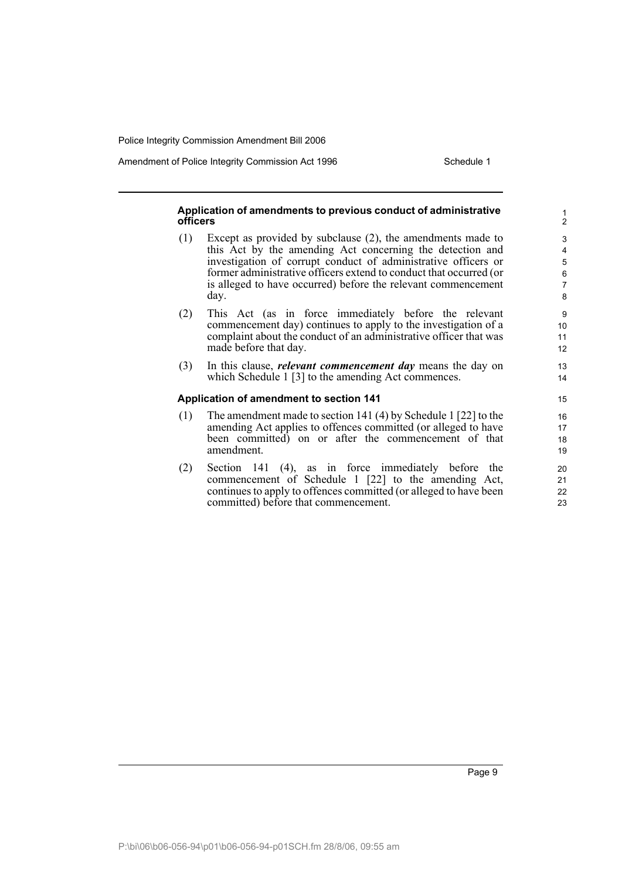#### Application of amendments to previous conduct of administrative officers

(1) Except as provided by subclause (2), the amendments made to this Act by the amending Act concerning the detection and investigation of corrupt conduct of administrative officers or former administrative officers extend to conduct that occurred (or is alleged to have occurred) before the relevant commencement day.

(2) This Act (as in force immediately before the relevant commencement day) continues to apply to the investigation of a complaint about the conduct of an administrative officer that was made before that day.

(3) In this clause, ***relevant commencement day*** means the day on which Schedule 1 [3] to the amending Act commences.

#### Application of amendment to section 141

(1) The amendment made to section 141 (4) by Schedule 1 [22] to the amending Act applies to offences committed (or alleged to have been committed) on or after the commencement of that amendment.

(2) Section 141 (4), as in force immediately before the commencement of Schedule 1 [22] to the amending Act, continues to apply to offences committed (or alleged to have been committed) before that commencement.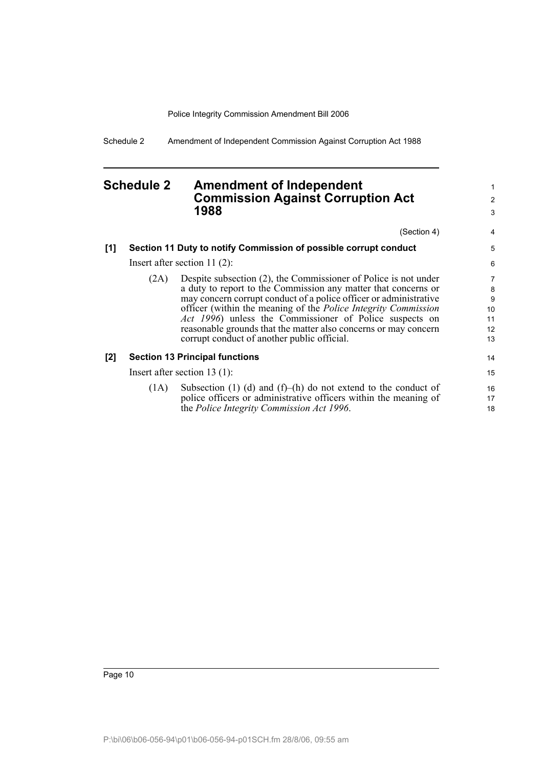## Schedule 2 Amendment of Independent Commission Against Corruption Act 1988

(Section 4)

### [1] Section 11 Duty to notify Commission of possible corrupt conduct

Insert after section 11 (2):

(2A) Despite subsection (2), the Commissioner of Police is not under a duty to report to the Commission any matter that concerns or may concern corrupt conduct of a police officer or administrative officer (within the meaning of the *Police Integrity Commission Act 1996*) unless the Commissioner of Police suspects on reasonable grounds that the matter also concerns or may concern corrupt conduct of another public official.

### [2] Section 13 Principal functions

Insert after section 13 (1):

(1A) Subsection (1) (d) and (f)–(h) do not extend to the conduct of police officers or administrative officers within the meaning of the *Police Integrity Commission Act 1996*.